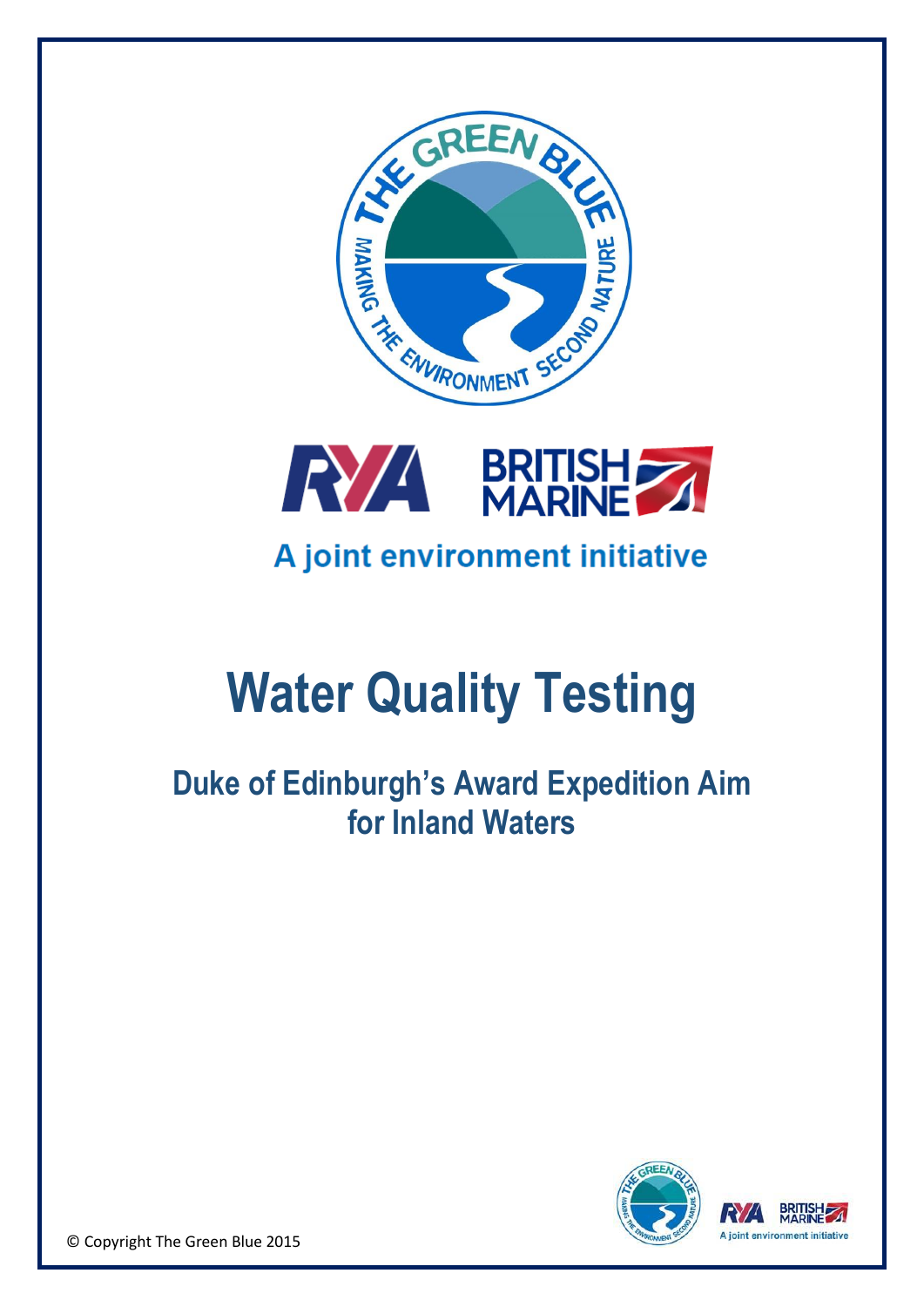A joint environment initiative

# Water Quality Testing

## Duke of Edinburgh's Award Expedition Aim for Inland Waters

© Copyright The Green Blue 2015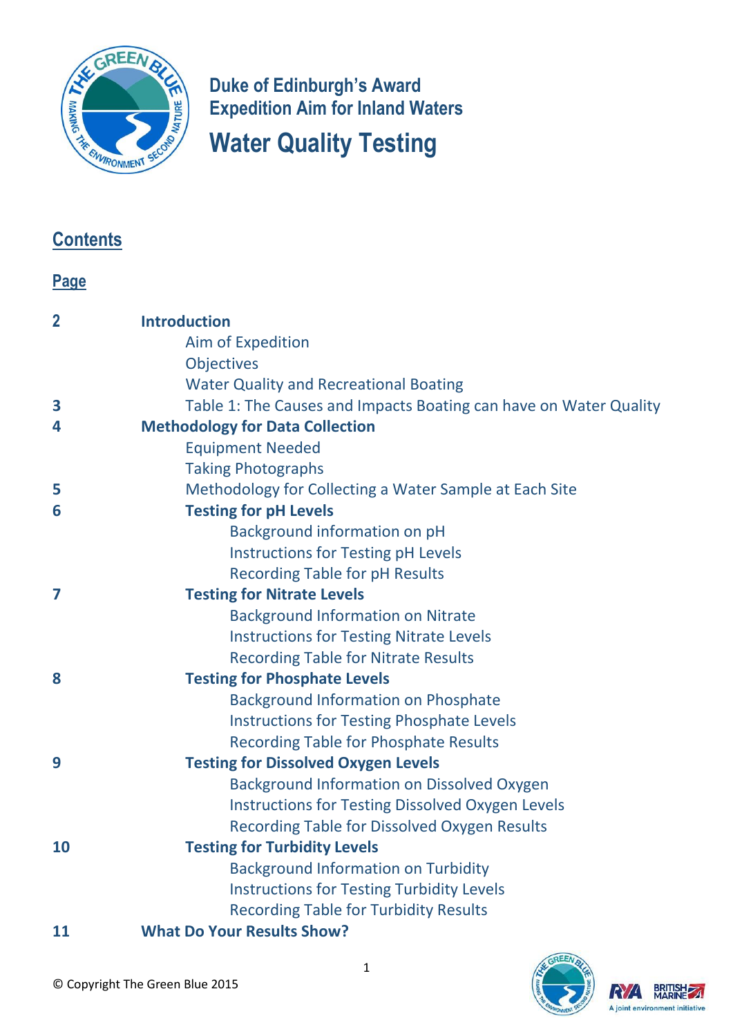# Duke of Edinburgh's Award
# Expedition Aim for Inland Waters
# Water Quality Testing

## Contents

**Page**

| Page | Section |
|---|---|
| 2 | **Introduction** |
| | Aim of Expedition |
| | Objectives |
| | Water Quality and Recreational Boating |
| 3 | Table 1: The Causes and Impacts Boating can have on Water Quality |
| 4 | **Methodology for Data Collection** |
| | Equipment Needed |
| | Taking Photographs |
| 5 | Methodology for Collecting a Water Sample at Each Site |
| 6 | **Testing for pH Levels** |
| | Background information on pH |
| | Instructions for Testing pH Levels |
| | Recording Table for pH Results |
| 7 | **Testing for Nitrate Levels** |
| | Background Information on Nitrate |
| | Instructions for Testing Nitrate Levels |
| | Recording Table for Nitrate Results |
| 8 | **Testing for Phosphate Levels** |
| | Background Information on Phosphate |
| | Instructions for Testing Phosphate Levels |
| | Recording Table for Phosphate Results |
| 9 | **Testing for Dissolved Oxygen Levels** |
| | Background Information on Dissolved Oxygen |
| | Instructions for Testing Dissolved Oxygen Levels |
| | Recording Table for Dissolved Oxygen Results |
| 10 | **Testing for Turbidity Levels** |
| | Background Information on Turbidity |
| | Instructions for Testing Turbidity Levels |
| | Recording Table for Turbidity Results |
| 11 | **What Do Your Results Show?** |

© Copyright The Green Blue 2015

A joint environment initiative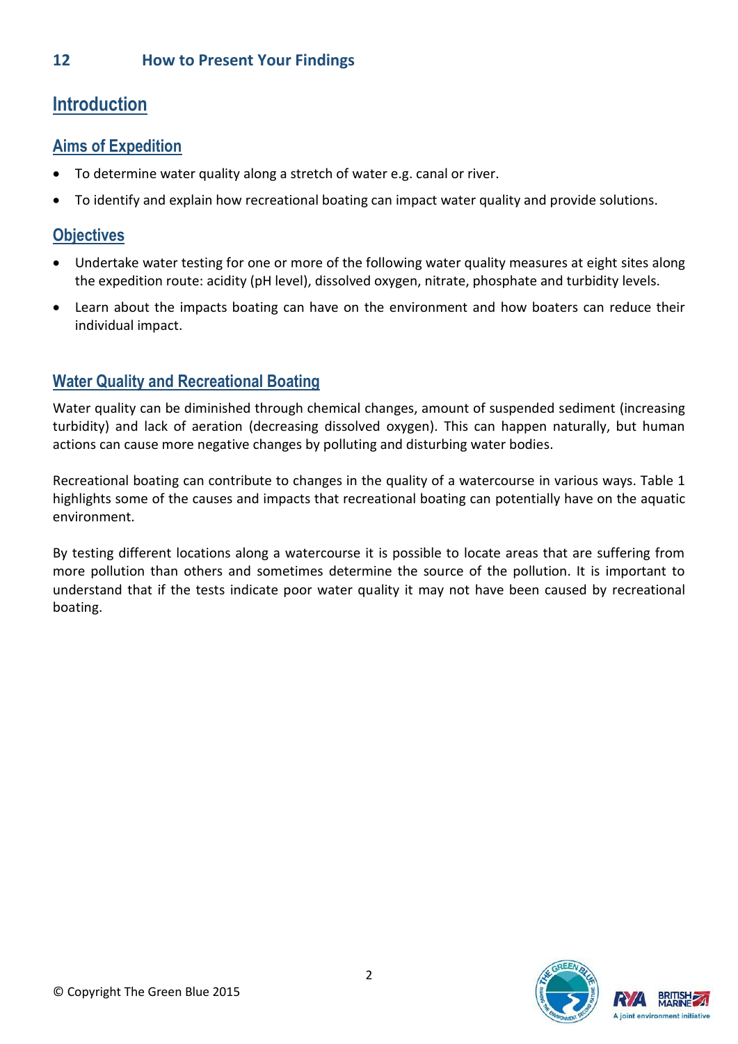## 12 How to Present Your Findings

# Introduction

## Aims of Expedition

- To determine water quality along a stretch of water e.g. canal or river.
- To identify and explain how recreational boating can impact water quality and provide solutions.

## Objectives

- Undertake water testing for one or more of the following water quality measures at eight sites along the expedition route: acidity (pH level), dissolved oxygen, nitrate, phosphate and turbidity levels.
- Learn about the impacts boating can have on the environment and how boaters can reduce their individual impact.

## Water Quality and Recreational Boating

Water quality can be diminished through chemical changes, amount of suspended sediment (increasing turbidity) and lack of aeration (decreasing dissolved oxygen). This can happen naturally, but human actions can cause more negative changes by polluting and disturbing water bodies.

Recreational boating can contribute to changes in the quality of a watercourse in various ways. Table 1 highlights some of the causes and impacts that recreational boating can potentially have on the aquatic environment.

By testing different locations along a watercourse it is possible to locate areas that are suffering from more pollution than others and sometimes determine the source of the pollution. It is important to understand that if the tests indicate poor water quality it may not have been caused by recreational boating.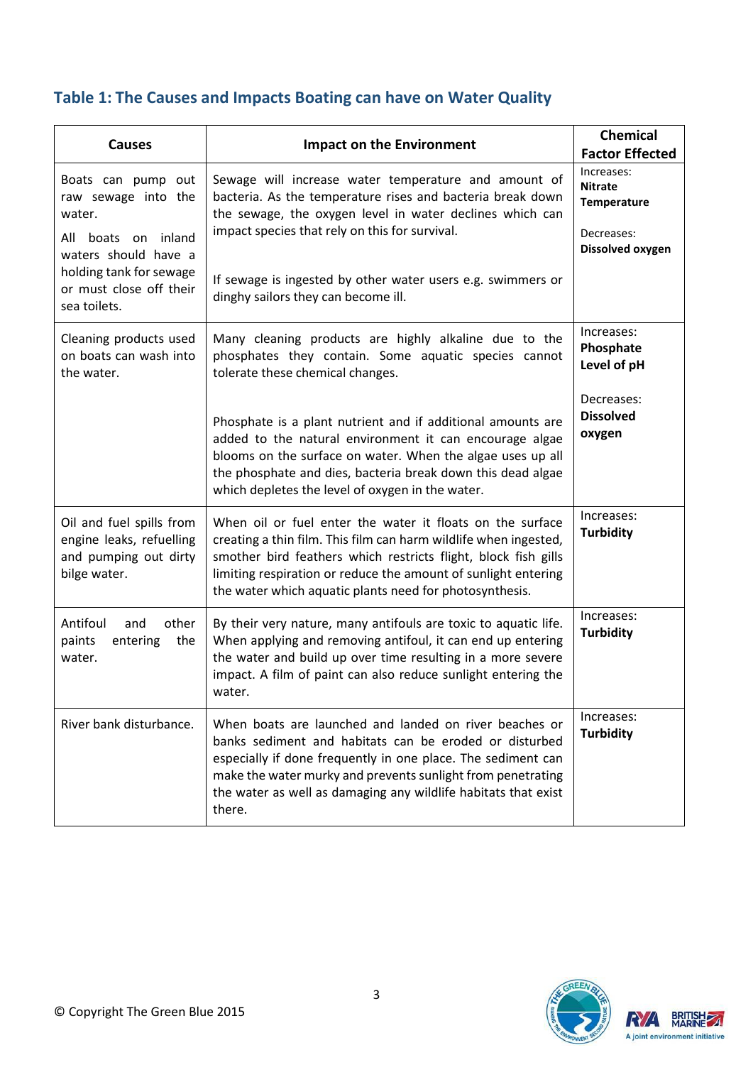## Table 1: The Causes and Impacts Boating can have on Water Quality

| Causes | Impact on the Environment | Chemical Factor Effected |
|---|---|---|
| Boats can pump out raw sewage into the water.<br><br>All boats on inland waters should have a holding tank for sewage or must close off their sea toilets. | Sewage will increase water temperature and amount of bacteria. As the temperature rises and bacteria break down the sewage, the oxygen level in water declines which can impact species that rely on this for survival.<br><br>If sewage is ingested by other water users e.g. swimmers or dinghy sailors they can become ill. | Increases:<br>**Nitrate**<br>**Temperature**<br><br>Decreases:<br>**Dissolved oxygen** |
| Cleaning products used on boats can wash into the water. | Many cleaning products are highly alkaline due to the phosphates they contain. Some aquatic species cannot tolerate these chemical changes.<br><br>Phosphate is a plant nutrient and if additional amounts are added to the natural environment it can encourage algae blooms on the surface on water. When the algae uses up all the phosphate and dies, bacteria break down this dead algae which depletes the level of oxygen in the water. | Increases:<br>**Phosphate**<br>**Level of pH**<br><br>Decreases:<br>**Dissolved oxygen** |
| Oil and fuel spills from engine leaks, refuelling and pumping out dirty bilge water. | When oil or fuel enter the water it floats on the surface creating a thin film. This film can harm wildlife when ingested, smother bird feathers which restricts flight, block fish gills limiting respiration or reduce the amount of sunlight entering the water which aquatic plants need for photosynthesis. | Increases:<br>**Turbidity** |
| Antifoul and other paints entering the water. | By their very nature, many antifouls are toxic to aquatic life. When applying and removing antifoul, it can end up entering the water and build up over time resulting in a more severe impact. A film of paint can also reduce sunlight entering the water. | Increases:<br>**Turbidity** |
| River bank disturbance. | When boats are launched and landed on river beaches or banks sediment and habitats can be eroded or disturbed especially if done frequently in one place. The sediment can make the water murky and prevents sunlight from penetrating the water as well as damaging any wildlife habitats that exist there. | Increases:<br>**Turbidity** |

© Copyright The Green Blue 2015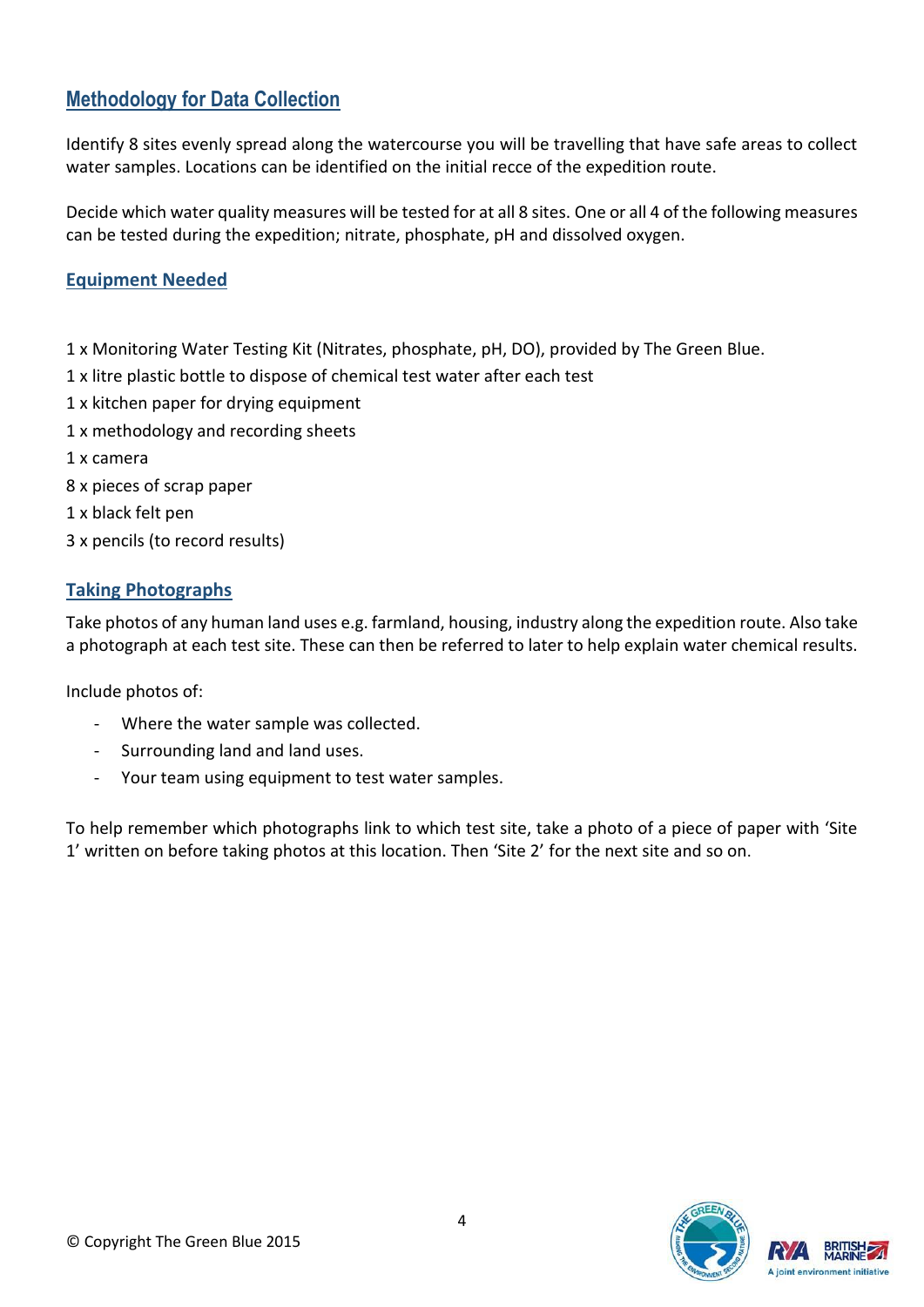## Methodology for Data Collection

Identify 8 sites evenly spread along the watercourse you will be travelling that have safe areas to collect water samples. Locations can be identified on the initial recce of the expedition route.

Decide which water quality measures will be tested for at all 8 sites. One or all 4 of the following measures can be tested during the expedition; nitrate, phosphate, pH and dissolved oxygen.

### Equipment Needed

1 x Monitoring Water Testing Kit (Nitrates, phosphate, pH, DO), provided by The Green Blue.
1 x litre plastic bottle to dispose of chemical test water after each test
1 x kitchen paper for drying equipment
1 x methodology and recording sheets
1 x camera
8 x pieces of scrap paper
1 x black felt pen
3 x pencils (to record results)

### Taking Photographs

Take photos of any human land uses e.g. farmland, housing, industry along the expedition route. Also take a photograph at each test site. These can then be referred to later to help explain water chemical results.

Include photos of:

- Where the water sample was collected.
- Surrounding land and land uses.
- Your team using equipment to test water samples.

To help remember which photographs link to which test site, take a photo of a piece of paper with 'Site 1' written on before taking photos at this location. Then 'Site 2' for the next site and so on.

© Copyright The Green Blue 2015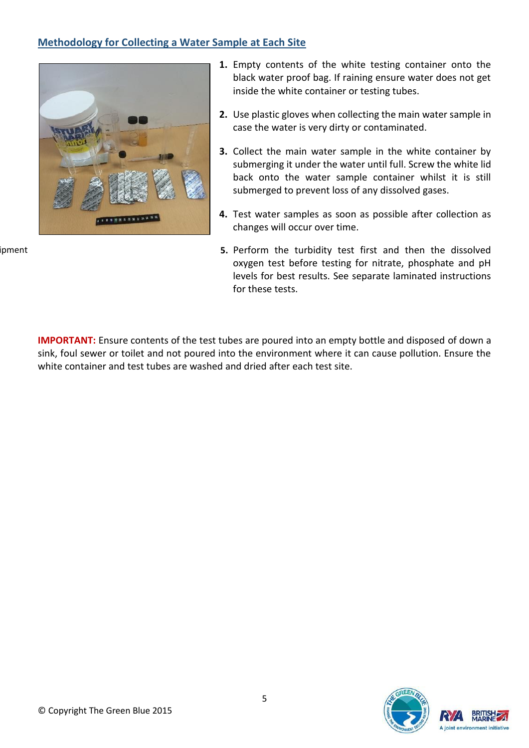## Methodology for Collecting a Water Sample at Each Site

ipment

1. Empty contents of the white testing container onto the black water proof bag. If raining ensure water does not get inside the white container or testing tubes.
2. Use plastic gloves when collecting the main water sample in case the water is very dirty or contaminated.
3. Collect the main water sample in the white container by submerging it under the water until full. Screw the white lid back onto the water sample container whilst it is still submerged to prevent loss of any dissolved gases.
4. Test water samples as soon as possible after collection as changes will occur over time.
5. Perform the turbidity test first and then the dissolved oxygen test before testing for nitrate, phosphate and pH levels for best results. See separate laminated instructions for these tests.

**IMPORTANT:** Ensure contents of the test tubes are poured into an empty bottle and disposed of down a sink, foul sewer or toilet and not poured into the environment where it can cause pollution. Ensure the white container and test tubes are washed and dried after each test site.

© Copyright The Green Blue 2015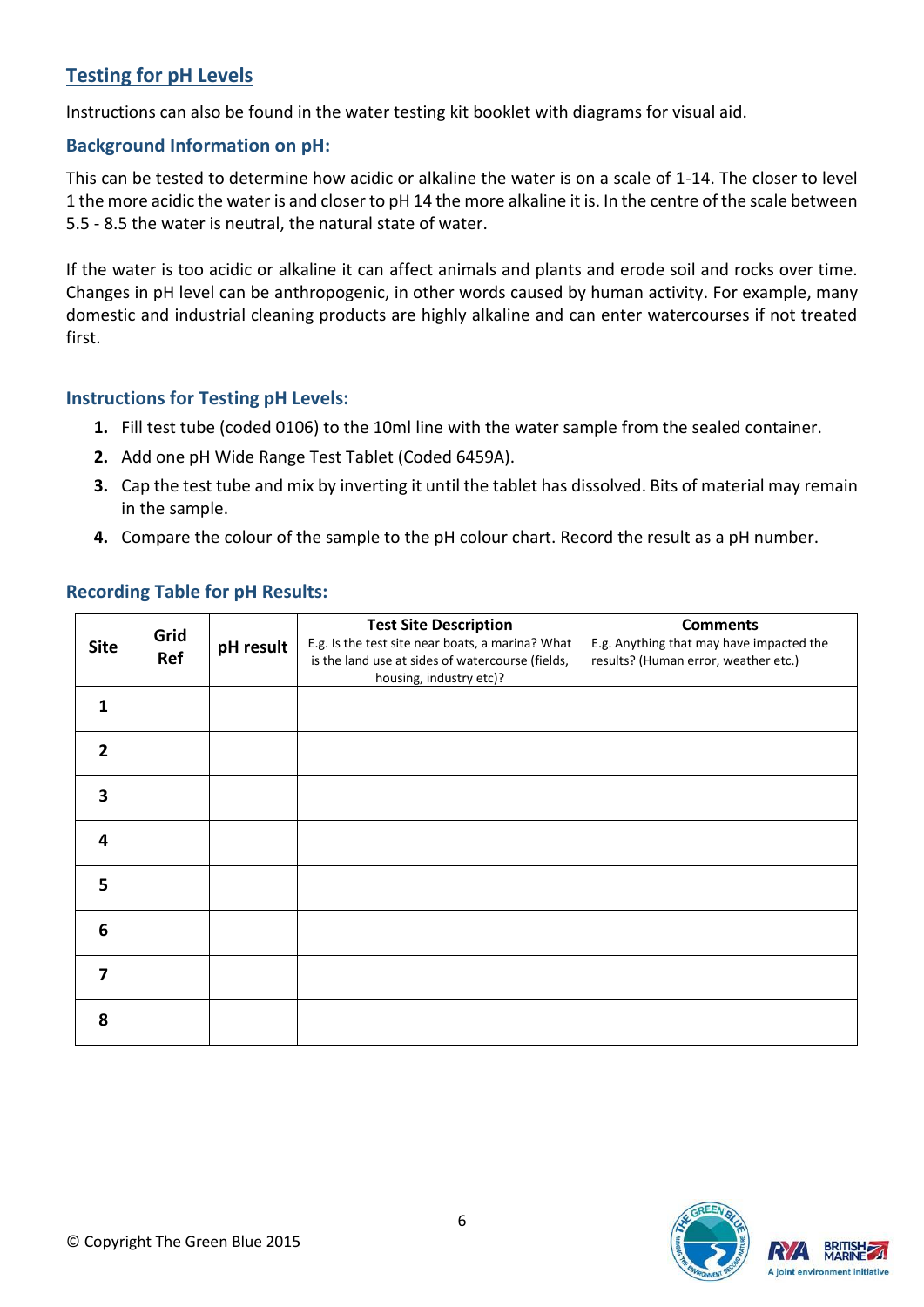## Testing for pH Levels

Instructions can also be found in the water testing kit booklet with diagrams for visual aid.

### Background Information on pH:

This can be tested to determine how acidic or alkaline the water is on a scale of 1-14. The closer to level 1 the more acidic the water is and closer to pH 14 the more alkaline it is. In the centre of the scale between 5.5 - 8.5 the water is neutral, the natural state of water.

If the water is too acidic or alkaline it can affect animals and plants and erode soil and rocks over time. Changes in pH level can be anthropogenic, in other words caused by human activity. For example, many domestic and industrial cleaning products are highly alkaline and can enter watercourses if not treated first.

### Instructions for Testing pH Levels:

1. Fill test tube (coded 0106) to the 10ml line with the water sample from the sealed container.
2. Add one pH Wide Range Test Tablet (Coded 6459A).
3. Cap the test tube and mix by inverting it until the tablet has dissolved. Bits of material may remain in the sample.
4. Compare the colour of the sample to the pH colour chart. Record the result as a pH number.

### Recording Table for pH Results:

| Site | Grid Ref | pH result | **Test Site Description** E.g. Is the test site near boats, a marina? What is the land use at sides of watercourse (fields, housing, industry etc)? | **Comments** E.g. Anything that may have impacted the results? (Human error, weather etc.) |
|---|---|---|---|---|
| 1 | | | | |
| 2 | | | | |
| 3 | | | | |
| 4 | | | | |
| 5 | | | | |
| 6 | | | | |
| 7 | | | | |
| 8 | | | | |

© Copyright The Green Blue 2015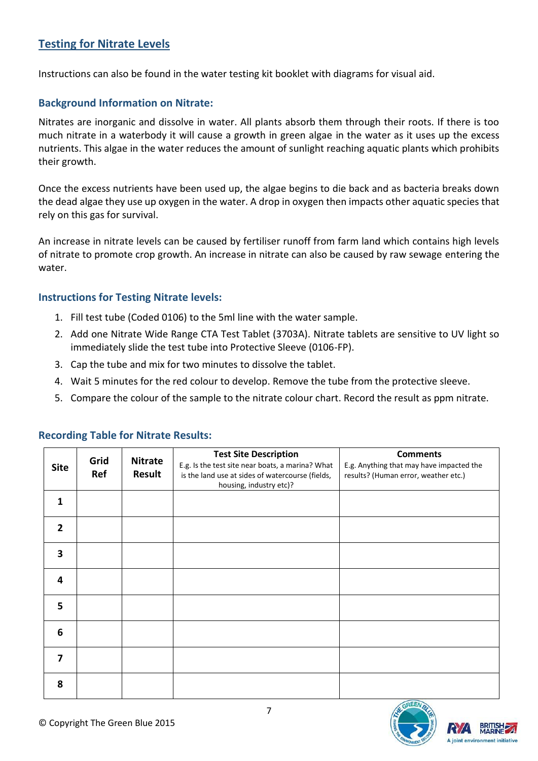## Testing for Nitrate Levels

Instructions can also be found in the water testing kit booklet with diagrams for visual aid.

### Background Information on Nitrate:

Nitrates are inorganic and dissolve in water. All plants absorb them through their roots. If there is too much nitrate in a waterbody it will cause a growth in green algae in the water as it uses up the excess nutrients. This algae in the water reduces the amount of sunlight reaching aquatic plants which prohibits their growth.

Once the excess nutrients have been used up, the algae begins to die back and as bacteria breaks down the dead algae they use up oxygen in the water. A drop in oxygen then impacts other aquatic species that rely on this gas for survival.

An increase in nitrate levels can be caused by fertiliser runoff from farm land which contains high levels of nitrate to promote crop growth. An increase in nitrate can also be caused by raw sewage entering the water.

### Instructions for Testing Nitrate levels:

1. Fill test tube (Coded 0106) to the 5ml line with the water sample.
2. Add one Nitrate Wide Range CTA Test Tablet (3703A). Nitrate tablets are sensitive to UV light so immediately slide the test tube into Protective Sleeve (0106-FP).
3. Cap the tube and mix for two minutes to dissolve the tablet.
4. Wait 5 minutes for the red colour to develop. Remove the tube from the protective sleeve.
5. Compare the colour of the sample to the nitrate colour chart. Record the result as ppm nitrate.

### Recording Table for Nitrate Results:

| Site | Grid Ref | Nitrate Result | Test Site Description<br>E.g. Is the test site near boats, a marina? What is the land use at sides of watercourse (fields, housing, industry etc)? | Comments<br>E.g. Anything that may have impacted the results? (Human error, weather etc.) |
|---|---|---|---|---|
| 1 | | | | |
| 2 | | | | |
| 3 | | | | |
| 4 | | | | |
| 5 | | | | |
| 6 | | | | |
| 7 | | | | |
| 8 | | | | |

© Copyright The Green Blue 2015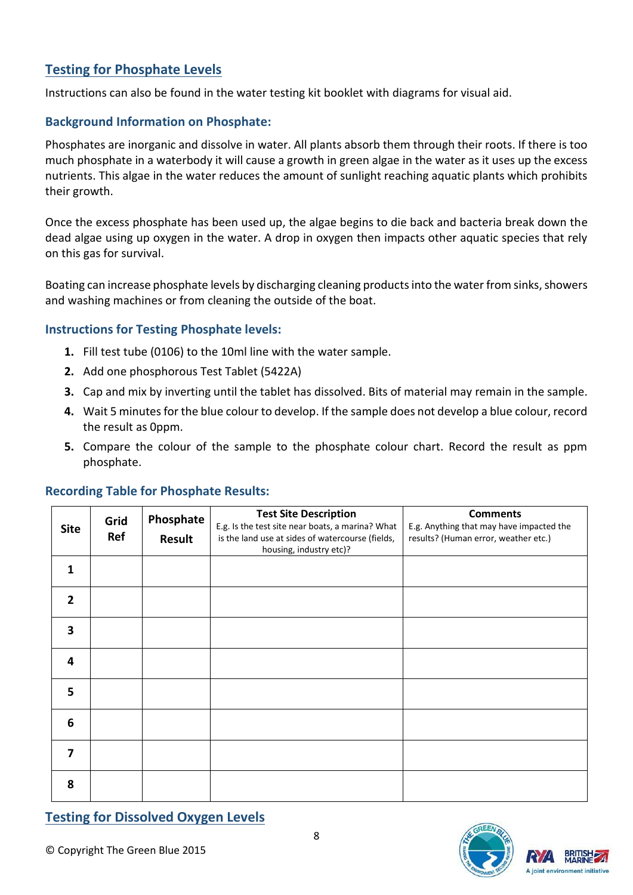## Testing for Phosphate Levels

Instructions can also be found in the water testing kit booklet with diagrams for visual aid.

### Background Information on Phosphate:

Phosphates are inorganic and dissolve in water. All plants absorb them through their roots. If there is too much phosphate in a waterbody it will cause a growth in green algae in the water as it uses up the excess nutrients. This algae in the water reduces the amount of sunlight reaching aquatic plants which prohibits their growth.

Once the excess phosphate has been used up, the algae begins to die back and bacteria break down the dead algae using up oxygen in the water. A drop in oxygen then impacts other aquatic species that rely on this gas for survival.

Boating can increase phosphate levels by discharging cleaning products into the water from sinks, showers and washing machines or from cleaning the outside of the boat.

### Instructions for Testing Phosphate levels:

1. Fill test tube (0106) to the 10ml line with the water sample.
2. Add one phosphorous Test Tablet (5422A)
3. Cap and mix by inverting until the tablet has dissolved. Bits of material may remain in the sample.
4. Wait 5 minutes for the blue colour to develop. If the sample does not develop a blue colour, record the result as 0ppm.
5. Compare the colour of the sample to the phosphate colour chart. Record the result as ppm phosphate.

### Recording Table for Phosphate Results:

| Site | Grid Ref | Phosphate Result | Test Site Description E.g. Is the test site near boats, a marina? What is the land use at sides of watercourse (fields, housing, industry etc)? | Comments E.g. Anything that may have impacted the results? (Human error, weather etc.) |
|---|---|---|---|---|
| 1 | | | | |
| 2 | | | | |
| 3 | | | | |
| 4 | | | | |
| 5 | | | | |
| 6 | | | | |
| 7 | | | | |
| 8 | | | | |

## Testing for Dissolved Oxygen Levels

© Copyright The Green Blue 2015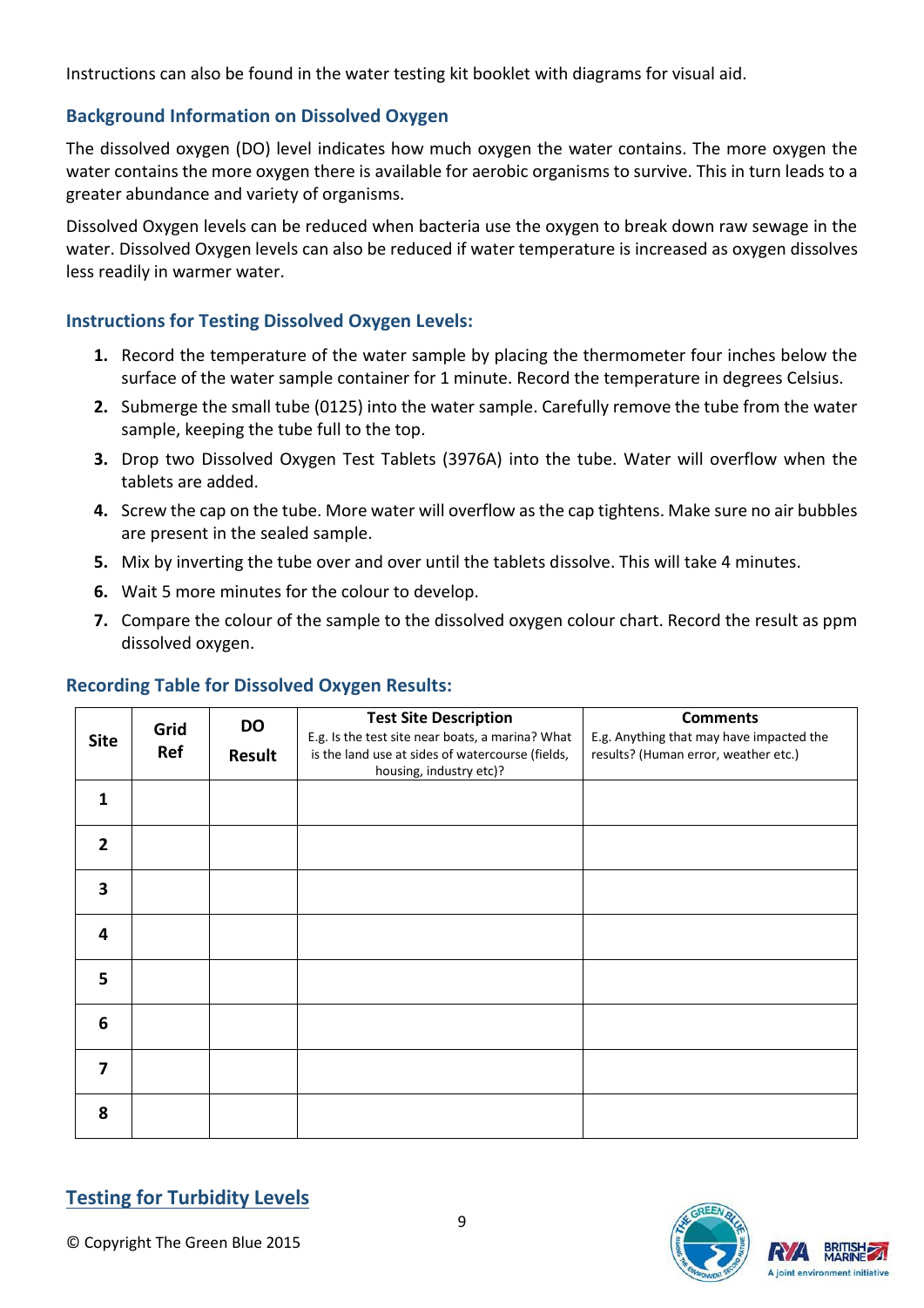Instructions can also be found in the water testing kit booklet with diagrams for visual aid.

## Background Information on Dissolved Oxygen

The dissolved oxygen (DO) level indicates how much oxygen the water contains. The more oxygen the water contains the more oxygen there is available for aerobic organisms to survive. This in turn leads to a greater abundance and variety of organisms.

Dissolved Oxygen levels can be reduced when bacteria use the oxygen to break down raw sewage in the water. Dissolved Oxygen levels can also be reduced if water temperature is increased as oxygen dissolves less readily in warmer water.

## Instructions for Testing Dissolved Oxygen Levels:

1. Record the temperature of the water sample by placing the thermometer four inches below the surface of the water sample container for 1 minute. Record the temperature in degrees Celsius.
2. Submerge the small tube (0125) into the water sample. Carefully remove the tube from the water sample, keeping the tube full to the top.
3. Drop two Dissolved Oxygen Test Tablets (3976A) into the tube. Water will overflow when the tablets are added.
4. Screw the cap on the tube. More water will overflow as the cap tightens. Make sure no air bubbles are present in the sealed sample.
5. Mix by inverting the tube over and over until the tablets dissolve. This will take 4 minutes.
6. Wait 5 more minutes for the colour to develop.
7. Compare the colour of the sample to the dissolved oxygen colour chart. Record the result as ppm dissolved oxygen.

## Recording Table for Dissolved Oxygen Results:

| Site | Grid Ref | DO Result | **Test Site Description** E.g. Is the test site near boats, a marina? What is the land use at sides of watercourse (fields, housing, industry etc)? | **Comments** E.g. Anything that may have impacted the results? (Human error, weather etc.) |
|---|---|---|---|---|
| 1 | | | | |
| 2 | | | | |
| 3 | | | | |
| 4 | | | | |
| 5 | | | | |
| 6 | | | | |
| 7 | | | | |
| 8 | | | | |

## Testing for Turbidity Levels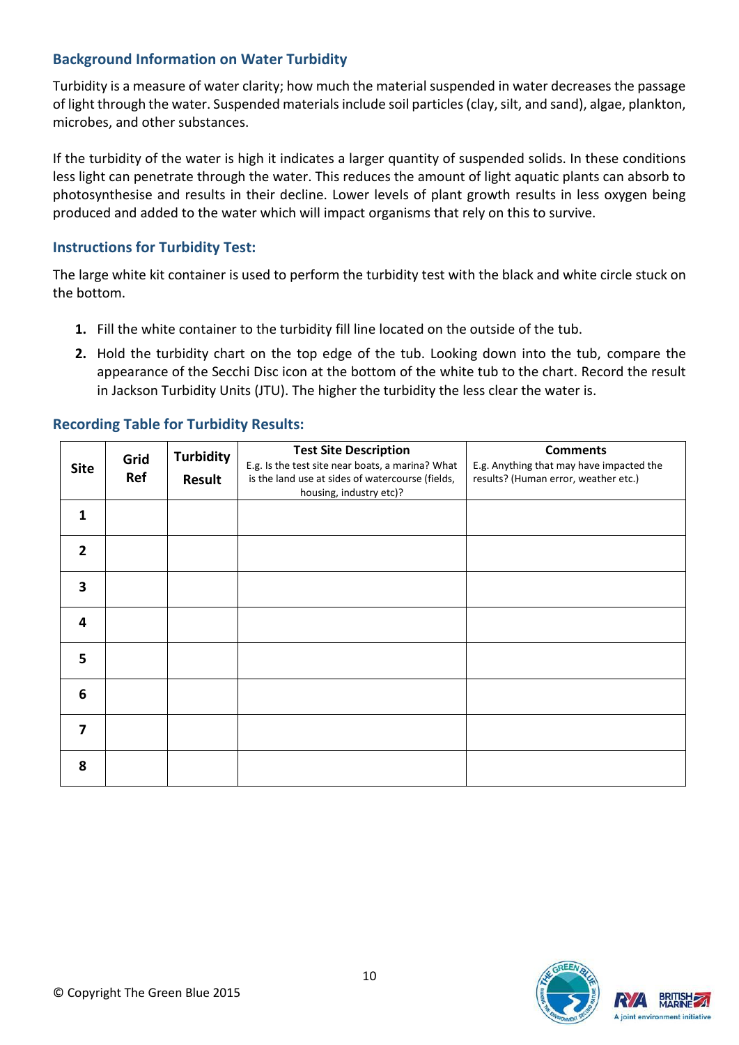## Background Information on Water Turbidity

Turbidity is a measure of water clarity; how much the material suspended in water decreases the passage of light through the water. Suspended materials include soil particles (clay, silt, and sand), algae, plankton, microbes, and other substances.

If the turbidity of the water is high it indicates a larger quantity of suspended solids. In these conditions less light can penetrate through the water. This reduces the amount of light aquatic plants can absorb to photosynthesise and results in their decline. Lower levels of plant growth results in less oxygen being produced and added to the water which will impact organisms that rely on this to survive.

## Instructions for Turbidity Test:

The large white kit container is used to perform the turbidity test with the black and white circle stuck on the bottom.

1. Fill the white container to the turbidity fill line located on the outside of the tub.
2. Hold the turbidity chart on the top edge of the tub. Looking down into the tub, compare the appearance of the Secchi Disc icon at the bottom of the white tub to the chart. Record the result in Jackson Turbidity Units (JTU). The higher the turbidity the less clear the water is.

## Recording Table for Turbidity Results:

| Site | Grid Ref | Turbidity Result | **Test Site Description** E.g. Is the test site near boats, a marina? What is the land use at sides of watercourse (fields, housing, industry etc)? | **Comments** E.g. Anything that may have impacted the results? (Human error, weather etc.) |
|---|---|---|---|---|
| 1 | | | | |
| 2 | | | | |
| 3 | | | | |
| 4 | | | | |
| 5 | | | | |
| 6 | | | | |
| 7 | | | | |
| 8 | | | | |

© Copyright The Green Blue 2015

A joint environment initiative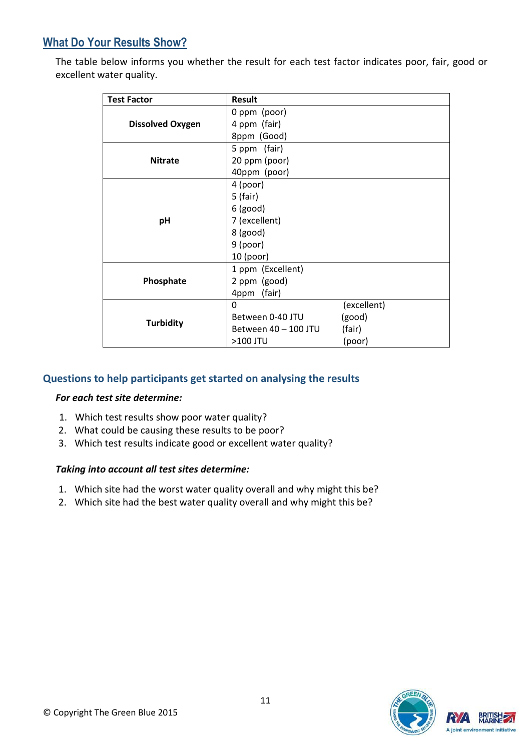## What Do Your Results Show?

The table below informs you whether the result for each test factor indicates poor, fair, good or excellent water quality.

| Test Factor | Result |
|---|---|
| **Dissolved Oxygen** | 0 ppm (poor)<br>4 ppm (fair)<br>8ppm (Good) |
| **Nitrate** | 5 ppm (fair)<br>20 ppm (poor)<br>40ppm (poor) |
| **pH** | 4 (poor)<br>5 (fair)<br>6 (good)<br>7 (excellent)<br>8 (good)<br>9 (poor)<br>10 (poor) |
| **Phosphate** | 1 ppm (Excellent)<br>2 ppm (good)<br>4ppm (fair) |
| **Turbidity** | 0 (excellent)<br>Between 0-40 JTU (good)<br>Between 40 – 100 JTU (fair)<br>>100 JTU (poor) |

### Questions to help participants get started on analysing the results

***For each test site determine:***

1. Which test results show poor water quality?
2. What could be causing these results to be poor?
3. Which test results indicate good or excellent water quality?

***Taking into account all test sites determine:***

1. Which site had the worst water quality overall and why might this be?
2. Which site had the best water quality overall and why might this be?

© Copyright The Green Blue 2015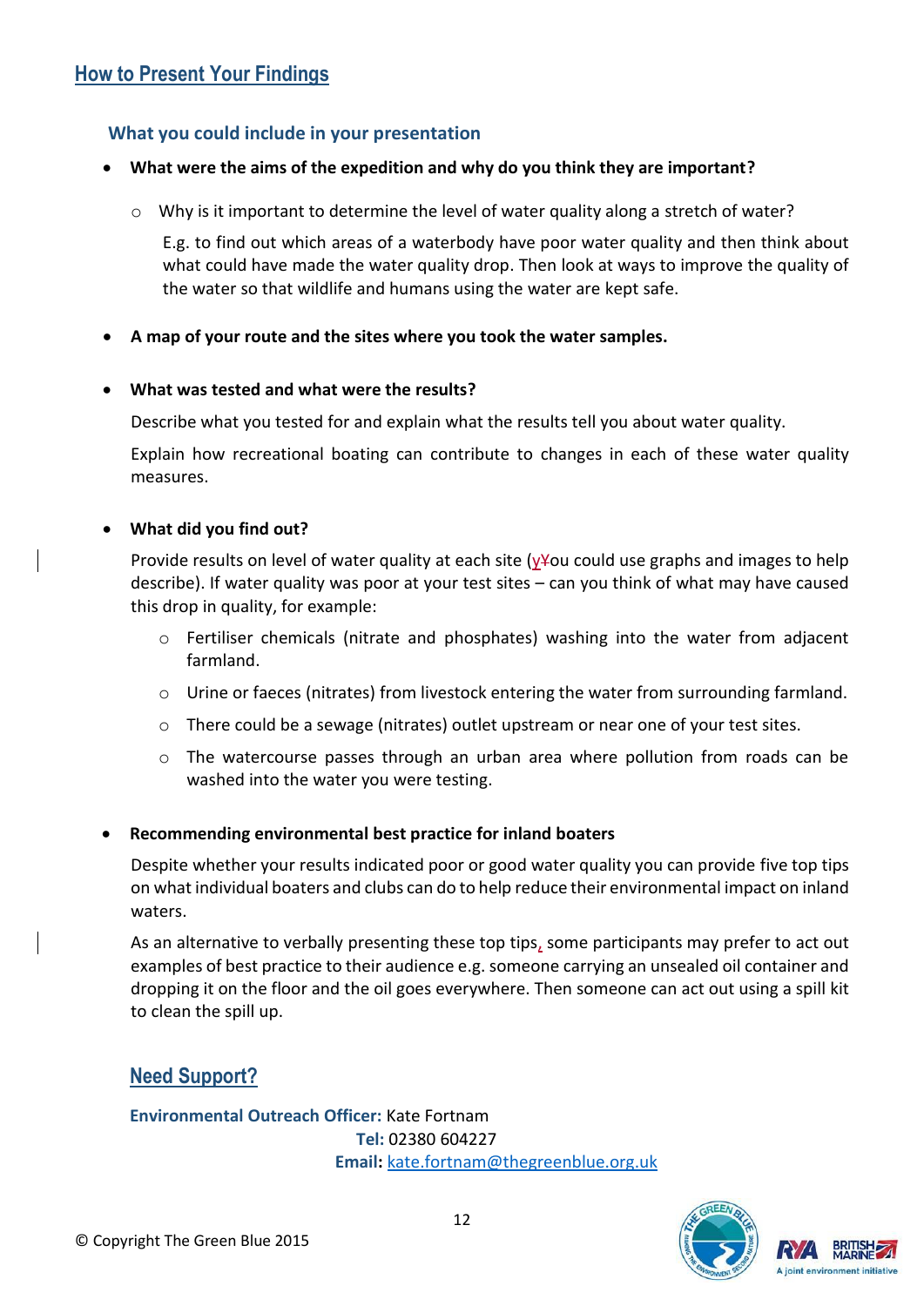## How to Present Your Findings

### What you could include in your presentation

- **What were the aims of the expedition and why do you think they are important?**
  - Why is it important to determine the level of water quality along a stretch of water?

    E.g. to find out which areas of a waterbody have poor water quality and then think about what could have made the water quality drop. Then look at ways to improve the quality of the water so that wildlife and humans using the water are kept safe.

- **A map of your route and the sites where you took the water samples.**

- **What was tested and what were the results?**

  Describe what you tested for and explain what the results tell you about water quality.

  Explain how recreational boating can contribute to changes in each of these water quality measures.

- **What did you find out?**

  Provide results on level of water quality at each site (yYou could use graphs and images to help describe). If water quality was poor at your test sites – can you think of what may have caused this drop in quality, for example:

  - Fertiliser chemicals (nitrate and phosphates) washing into the water from adjacent farmland.
  - Urine or faeces (nitrates) from livestock entering the water from surrounding farmland.
  - There could be a sewage (nitrates) outlet upstream or near one of your test sites.
  - The watercourse passes through an urban area where pollution from roads can be washed into the water you were testing.

- **Recommending environmental best practice for inland boaters**

  Despite whether your results indicated poor or good water quality you can provide five top tips on what individual boaters and clubs can do to help reduce their environmental impact on inland waters.

  As an alternative to verbally presenting these top tips, some participants may prefer to act out examples of best practice to their audience e.g. someone carrying an unsealed oil container and dropping it on the floor and the oil goes everywhere. Then someone can act out using a spill kit to clean the spill up.

## Need Support?

**Environmental Outreach Officer:** Kate Fortnam
**Tel:** 02380 604227
**Email:** kate.fortnam@thegreenblue.org.uk

© Copyright The Green Blue 2015

A joint environment initiative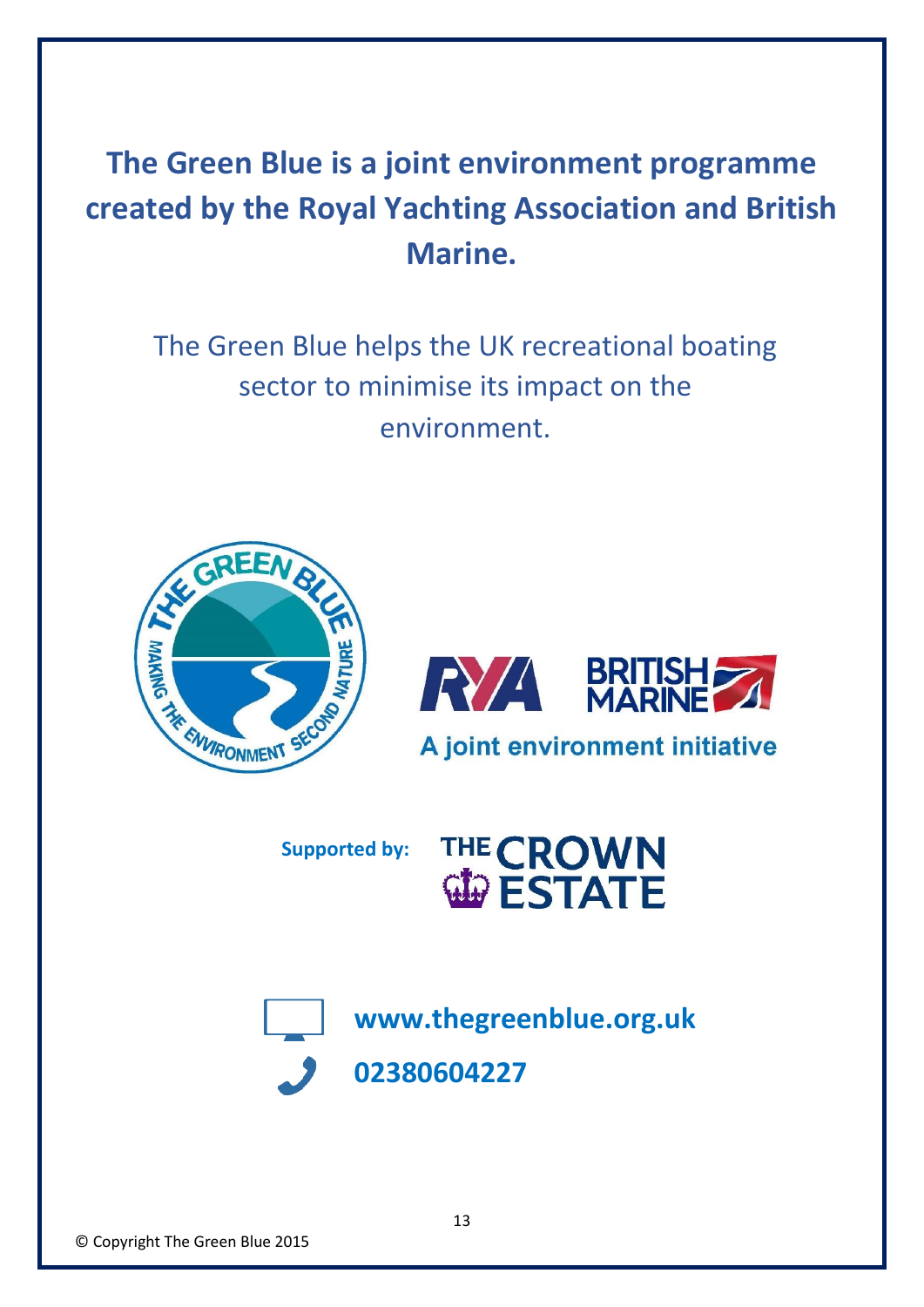**The Green Blue is a joint environment programme created by the Royal Yachting Association and British Marine.**

The Green Blue helps the UK recreational boating sector to minimise its impact on the environment.

A joint environment initiative

**Supported by:**

**www.thegreenblue.org.uk**

**02380604227**

© Copyright The Green Blue 2015